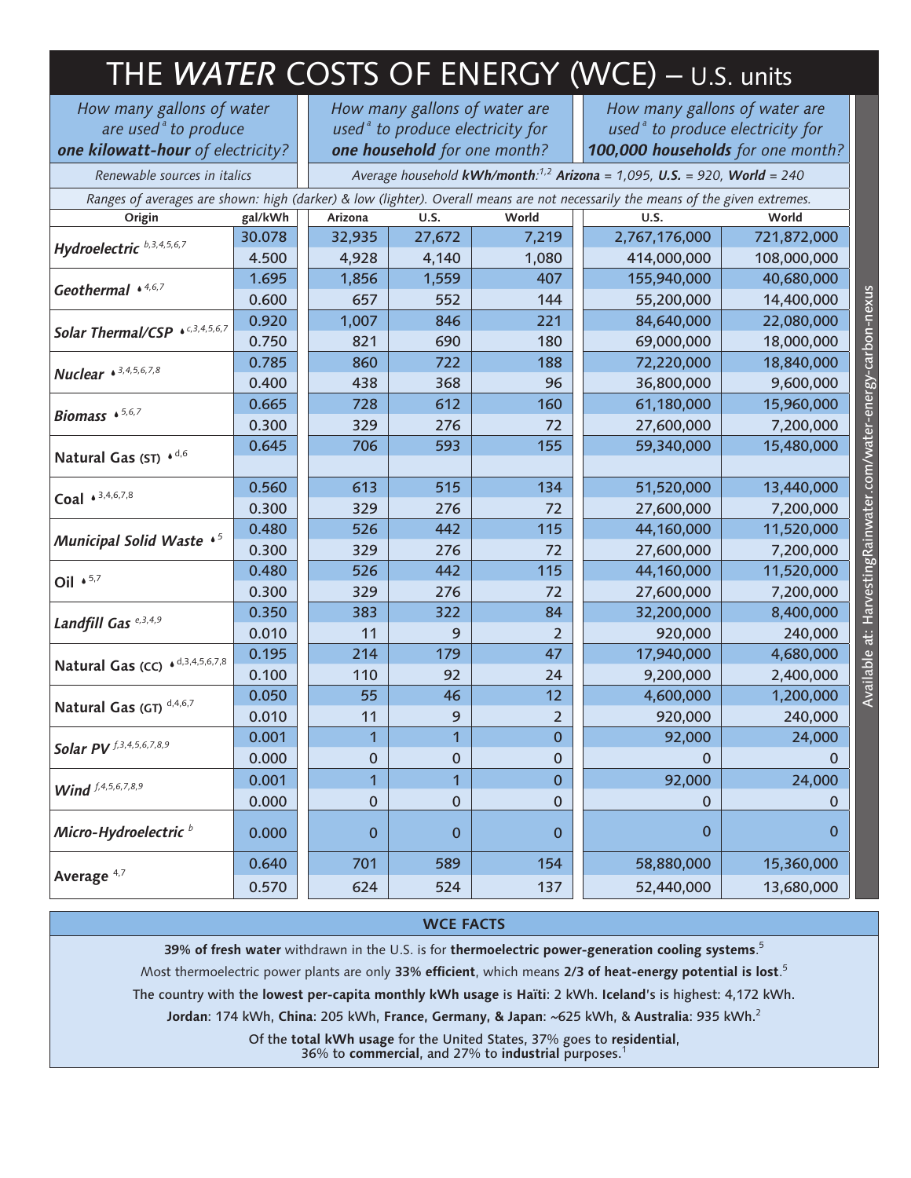# THE *WATER* COSTS OF ENERGY (WCE) – U.S. units

| *How many gallons of water are used[a] to produce **one kilowatt-hour** of electricity?* | | *How many gallons of water are used[a] to produce electricity for **one household** for one month?* | | | *How many gallons of water are used[a] to produce electricity for **100,000 households** for one month?* | |
|---|---|---|---|---|---|---|
| *Renewable sources in italics* | | *Average household **kWh/month**:[1,2] **Arizona** = 1,095, **U.S.** = 920, **World** = 240* | | | | |
| *Ranges of averages are shown: high (darker) & low (lighter). Overall means are not necessarily the means of the given extremes.* | | | | | | |
| **Origin** | **gal/kWh** | **Arizona** | **U.S.** | **World** | **U.S.** | **World** |
| *Hydroelectric* [b,3,4,5,6,7] | 30.078 | 32,935 | 27,672 | 7,219 | 2,767,176,000 | 721,872,000 |
| | 4.500 | 4,928 | 4,140 | 1,080 | 414,000,000 | 108,000,000 |
| *Geothermal* ♦ [4,6,7] | 1.695 | 1,856 | 1,559 | 407 | 155,940,000 | 40,680,000 |
| | 0.600 | 657 | 552 | 144 | 55,200,000 | 14,400,000 |
| *Solar Thermal/CSP* ♦ [c,3,4,5,6,7] | 0.920 | 1,007 | 846 | 221 | 84,640,000 | 22,080,000 |
| | 0.750 | 821 | 690 | 180 | 69,000,000 | 18,000,000 |
| *Nuclear* ♦ [3,4,5,6,7,8] | 0.785 | 860 | 722 | 188 | 72,220,000 | 18,840,000 |
| | 0.400 | 438 | 368 | 96 | 36,800,000 | 9,600,000 |
| *Biomass* ♦ [5,6,7] | 0.665 | 728 | 612 | 160 | 61,180,000 | 15,960,000 |
| | 0.300 | 329 | 276 | 72 | 27,600,000 | 7,200,000 |
| Natural Gas (ST) ♦ [d,6] | 0.645 | 706 | 593 | 155 | 59,340,000 | 15,480,000 |
| | | | | | | |
| Coal ♦ [3,4,6,7,8] | 0.560 | 613 | 515 | 134 | 51,520,000 | 13,440,000 |
| | 0.300 | 329 | 276 | 72 | 27,600,000 | 7,200,000 |
| *Municipal Solid Waste* ♦ [5] | 0.480 | 526 | 442 | 115 | 44,160,000 | 11,520,000 |
| | 0.300 | 329 | 276 | 72 | 27,600,000 | 7,200,000 |
| Oil ♦ [5,7] | 0.480 | 526 | 442 | 115 | 44,160,000 | 11,520,000 |
| | 0.300 | 329 | 276 | 72 | 27,600,000 | 7,200,000 |
| *Landfill Gas* [e,3,4,9] | 0.350 | 383 | 322 | 84 | 32,200,000 | 8,400,000 |
| | 0.010 | 11 | 9 | 2 | 920,000 | 240,000 |
| Natural Gas (CC) ♦ [d,3,4,5,6,7,8] | 0.195 | 214 | 179 | 47 | 17,940,000 | 4,680,000 |
| | 0.100 | 110 | 92 | 24 | 9,200,000 | 2,400,000 |
| Natural Gas (GT) [d,4,6,7] | 0.050 | 55 | 46 | 12 | 4,600,000 | 1,200,000 |
| | 0.010 | 11 | 9 | 2 | 920,000 | 240,000 |
| *Solar PV* [f,3,4,5,6,7,8,9] | 0.001 | 1 | 1 | 0 | 92,000 | 24,000 |
| | 0.000 | 0 | 0 | 0 | 0 | 0 |
| *Wind* [f,4,5,6,7,8,9] | 0.001 | 1 | 1 | 0 | 92,000 | 24,000 |
| | 0.000 | 0 | 0 | 0 | 0 | 0 |
| *Micro-Hydroelectric* [b] | 0.000 | 0 | 0 | 0 | 0 | 0 |
| Average [4,7] | 0.640 | 701 | 589 | 154 | 58,880,000 | 15,360,000 |
| | 0.570 | 624 | 524 | 137 | 52,440,000 | 13,680,000 |

Available at: HarvestingRainwater.com/water-energy-carbon-nexus

## WCE FACTS

**39% of fresh water** withdrawn in the U.S. is for **thermoelectric power-generation cooling systems**.[5]

Most thermoelectric power plants are only **33% efficient**, which means **2/3 of heat-energy potential is lost**.[5]

The country with the **lowest per-capita monthly kWh usage** is **Haïti**: 2 kWh. **Iceland**'s is highest: 4,172 kWh.

**Jordan**: 174 kWh, **China**: 205 kWh, **France, Germany, & Japan**: ~625 kWh, & **Australia**: 935 kWh.[2]

Of the **total kWh usage** for the United States, 37% goes to **residential**, 36% to **commercial**, and 27% to **industrial** purposes.[1]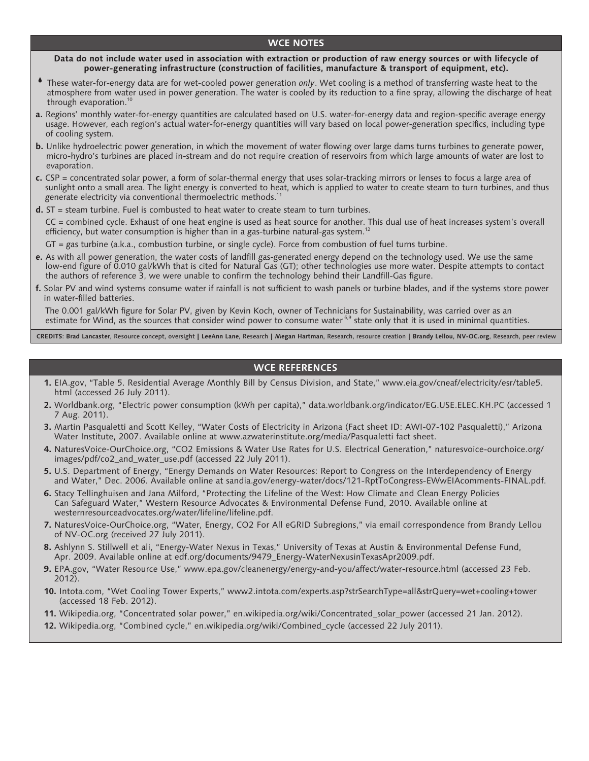## WCE NOTES

**Data do not include water used in association with extraction or production of raw energy sources or with lifecycle of power-generating infrastructure (construction of facilities, manufacture & transport of equipment, etc).**

- These water-for-energy data are for wet-cooled power generation *only*. Wet cooling is a method of transferring waste heat to the atmosphere from water used in power generation. The water is cooled by its reduction to a fine spray, allowing the discharge of heat through evaporation.[10]

**a.** Regions' monthly water-for-energy quantities are calculated based on U.S. water-for-energy data and region-specific average energy usage. However, each region's actual water-for-energy quantities will vary based on local power-generation specifics, including type of cooling system.

**b.** Unlike hydroelectric power generation, in which the movement of water flowing over large dams turns turbines to generate power, micro-hydro's turbines are placed in-stream and do not require creation of reservoirs from which large amounts of water are lost to evaporation.

**c.** CSP = concentrated solar power, a form of solar-thermal energy that uses solar-tracking mirrors or lenses to focus a large area of sunlight onto a small area. The light energy is converted to heat, which is applied to water to create steam to turn turbines, and thus generate electricity via conventional thermoelectric methods.[11]

**d.** ST = steam turbine. Fuel is combusted to heat water to create steam to turn turbines.

CC = combined cycle. Exhaust of one heat engine is used as heat source for another. This dual use of heat increases system's overall efficiency, but water consumption is higher than in a gas-turbine natural-gas system.[12]

GT = gas turbine (a.k.a., combustion turbine, or single cycle). Force from combustion of fuel turns turbine.

**e.** As with all power generation, the water costs of landfill gas-generated energy depend on the technology used. We use the same low-end figure of 0.010 gal/kWh that is cited for Natural Gas (GT); other technologies use more water. Despite attempts to contact the authors of reference 3, we were unable to confirm the technology behind their Landfill-Gas figure.

**f.** Solar PV and wind systems consume water if rainfall is not sufficient to wash panels or turbine blades, and if the systems store power in water-filled batteries.

The 0.001 gal/kWh figure for Solar PV, given by Kevin Koch, owner of Technicians for Sustainability, was carried over as an estimate for Wind, as the sources that consider wind power to consume water[5,9] state only that it is used in minimal quantities.

**CREDITS**: **Brad Lancaster**, Resource concept, oversight | **LeeAnn Lane**, Research | **Megan Hartman**, Research, resource creation | **Brandy Lellou, NV-OC.org**, Research, peer review

## WCE REFERENCES

1. EIA.gov, "Table 5. Residential Average Monthly Bill by Census Division, and State," www.eia.gov/cneaf/electricity/esr/table5.html (accessed 26 July 2011).
2. Worldbank.org, "Electric power consumption (kWh per capita)," data.worldbank.org/indicator/EG.USE.ELEC.KH.PC (accessed 17 Aug. 2011).
3. Martin Pasqualetti and Scott Kelley, "Water Costs of Electricity in Arizona (Fact sheet ID: AWI-07-102 Pasqualetti)," Arizona Water Institute, 2007. Available online at www.azwaterinstitute.org/media/Pasqualetti fact sheet.
4. NaturesVoice-OurChoice.org, "CO2 Emissions & Water Use Rates for U.S. Electrical Generation," naturesvoice-ourchoice.org/images/pdf/co2_and_water_use.pdf (accessed 22 July 2011).
5. U.S. Department of Energy, "Energy Demands on Water Resources: Report to Congress on the Interdependency of Energy and Water," Dec. 2006. Available online at sandia.gov/energy-water/docs/121-RptToCongress-EWwEIAcomments-FINAL.pdf.
6. Stacy Tellinghuisen and Jana Milford, "Protecting the Lifeline of the West: How Climate and Clean Energy Policies Can Safeguard Water," Western Resource Advocates & Environmental Defense Fund, 2010. Available online at westernresourceadvocates.org/water/lifeline/lifeline.pdf.
7. NaturesVoice-OurChoice.org, "Water, Energy, CO2 For All eGRID Subregions," via email correspondence from Brandy Lellou of NV-OC.org (received 27 July 2011).
8. Ashlynn S. Stillwell et ali, "Energy-Water Nexus in Texas," University of Texas at Austin & Environmental Defense Fund, Apr. 2009. Available online at edf.org/documents/9479_Energy-WaterNexusinTexasApr2009.pdf.
9. EPA.gov, "Water Resource Use," www.epa.gov/cleanenergy/energy-and-you/affect/water-resource.html (accessed 23 Feb. 2012).
10. Intota.com, "Wet Cooling Tower Experts," www2.intota.com/experts.asp?strSearchType=all&strQuery=wet+cooling+tower (accessed 18 Feb. 2012).
11. Wikipedia.org, "Concentrated solar power," en.wikipedia.org/wiki/Concentrated_solar_power (accessed 21 Jan. 2012).
12. Wikipedia.org, "Combined cycle," en.wikipedia.org/wiki/Combined_cycle (accessed 22 July 2011).